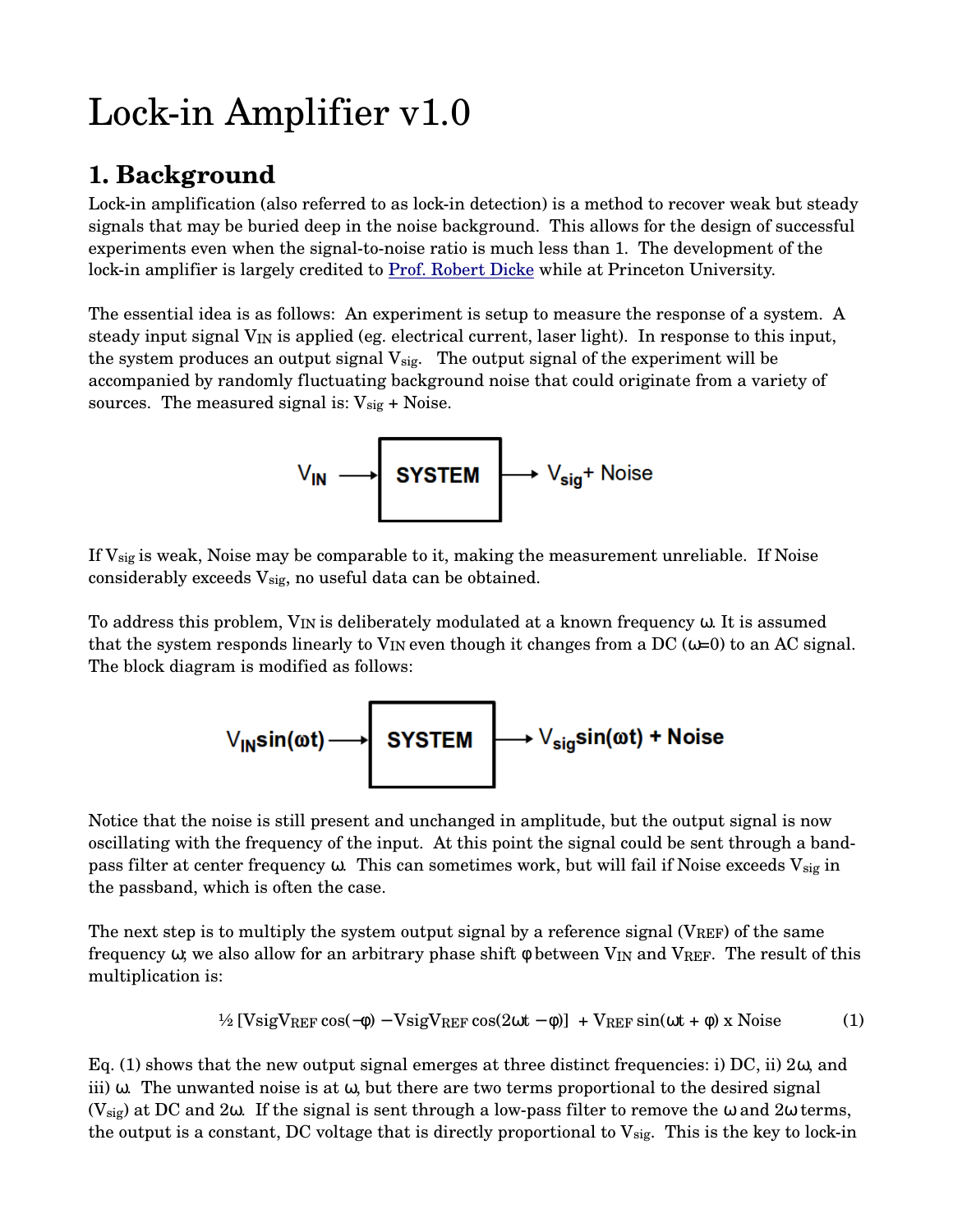# Lock-in Amplifier v1.0

## 1. Background

Lock-in amplification (also referred to as lock-in detection) is a method to recover weak but steady signals that may be buried deep in the noise background. This allows for the design of successful experiments even when the signal-to-noise ratio is much less than 1. The development of the lock-in amplifier is largely credited to Prof. Robert Dicke while at Princeton University.

The essential idea is as follows: An experiment is setup to measure the response of a system. A steady input signal $V_{IN}$ is applied (eg. electrical current, laser light). In response to this input, the system produces an output signal $V_{sig}$. The output signal of the experiment will be accompanied by randomly fluctuating background noise that could originate from a variety of sources. The measured signal is: $V_{sig}$ + Noise.

$V_{IN}$ → **SYSTEM** → $V_{sig}$ + Noise

If $V_{sig}$ is weak, Noise may be comparable to it, making the measurement unreliable. If Noise considerably exceeds $V_{sig}$, no useful data can be obtained.

To address this problem, $V_{IN}$ is deliberately modulated at a known frequency ω. It is assumed that the system responds linearly to $V_{IN}$ even though it changes from a DC (ω=0) to an AC signal. The block diagram is modified as follows:

$V_{IN}\sin(\omega t)$ → **SYSTEM** → $V_{sig}\sin(\omega t)$ + Noise

Notice that the noise is still present and unchanged in amplitude, but the output signal is now oscillating with the frequency of the input. At this point the signal could be sent through a band-pass filter at center frequency ω. This can sometimes work, but will fail if Noise exceeds $V_{sig}$ in the passband, which is often the case.

The next step is to multiply the system output signal by a reference signal ($V_{REF}$) of the same frequency ω; we also allow for an arbitrary phase shift φ between $V_{IN}$ and $V_{REF}$. The result of this multiplication is:

$$\tfrac{1}{2}\left[V_{sig}V_{REF}\cos(-\varphi) - V_{sig}V_{REF}\cos(2\omega t - \varphi)\right] + V_{REF}\sin(\omega t + \varphi) \times \text{Noise} \qquad (1)$$

Eq. (1) shows that the new output signal emerges at three distinct frequencies: i) DC, ii) 2ω, and iii) ω. The unwanted noise is at ω, but there are two terms proportional to the desired signal ($V_{sig}$) at DC and 2ω. If the signal is sent through a low-pass filter to remove the ω and 2ω terms, the output is a constant, DC voltage that is directly proportional to $V_{sig}$. This is the key to lock-in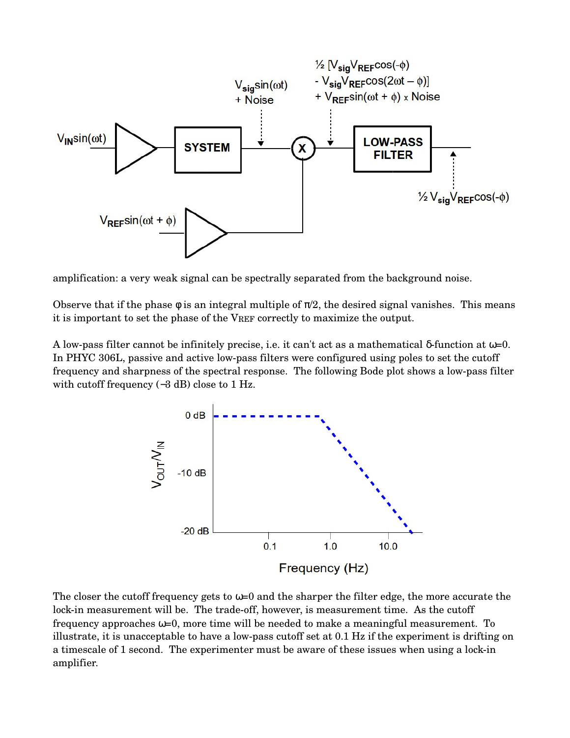amplification: a very weak signal can be spectrally separated from the background noise.

Observe that if the phase $\phi$ is an integral multiple of $\pi/2$, the desired signal vanishes. This means it is important to set the phase of the $V_{REF}$ correctly to maximize the output.

A low-pass filter cannot be infinitely precise, i.e. it can't act as a mathematical $\delta$-function at $\omega$=0. In PHYC 306L, passive and active low-pass filters were configured using poles to set the cutoff frequency and sharpness of the spectral response. The following Bode plot shows a low-pass filter with cutoff frequency (−3 dB) close to 1 Hz.

The closer the cutoff frequency gets to $\omega$=0 and the sharper the filter edge, the more accurate the lock-in measurement will be. The trade-off, however, is measurement time. As the cutoff frequency approaches $\omega$=0, more time will be needed to make a meaningful measurement. To illustrate, it is unacceptable to have a low-pass cutoff set at 0.1 Hz if the experiment is drifting on a timescale of 1 second. The experimenter must be aware of these issues when using a lock-in amplifier.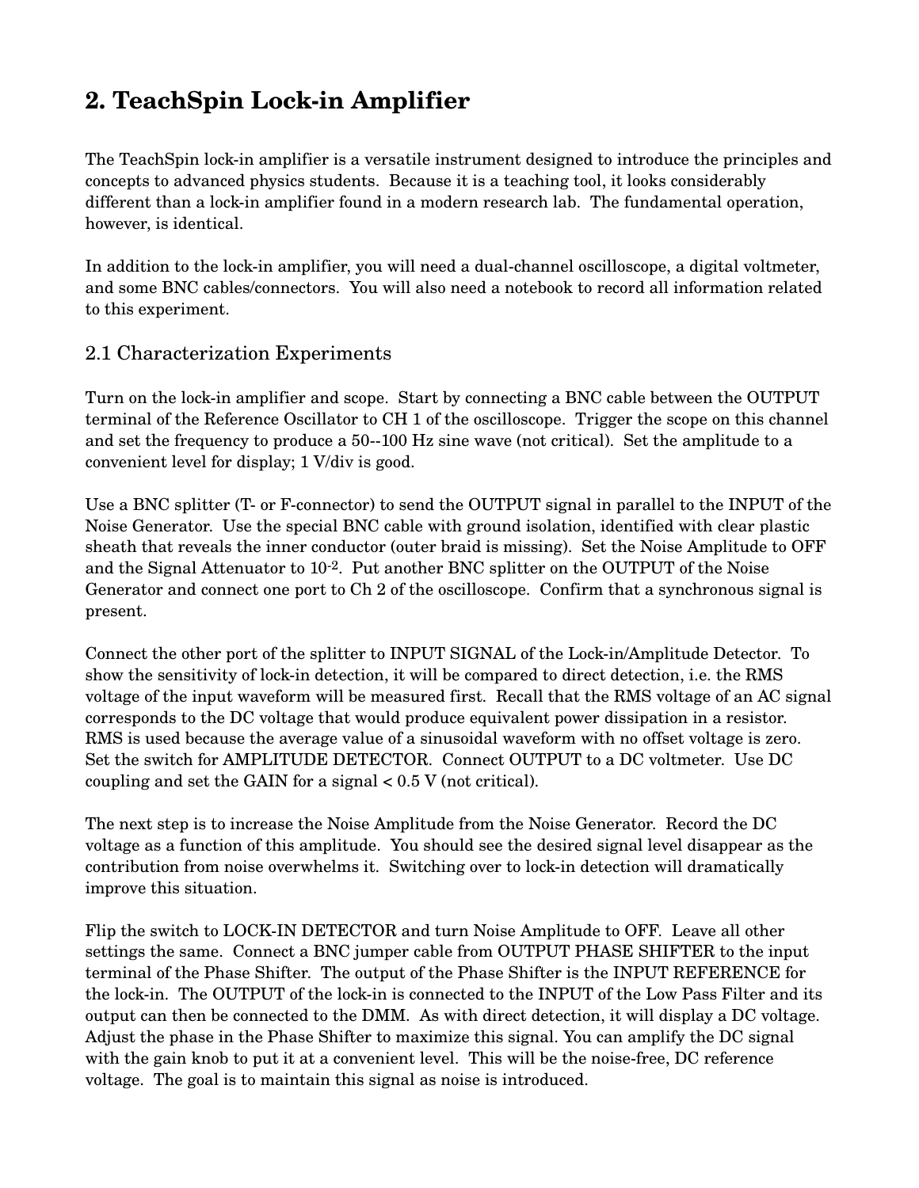## 2. TeachSpin Lock-in Amplifier

The TeachSpin lock-in amplifier is a versatile instrument designed to introduce the principles and concepts to advanced physics students. Because it is a teaching tool, it looks considerably different than a lock-in amplifier found in a modern research lab. The fundamental operation, however, is identical.

In addition to the lock-in amplifier, you will need a dual-channel oscilloscope, a digital voltmeter, and some BNC cables/connectors. You will also need a notebook to record all information related to this experiment.

### 2.1 Characterization Experiments

Turn on the lock-in amplifier and scope. Start by connecting a BNC cable between the OUTPUT terminal of the Reference Oscillator to CH 1 of the oscilloscope. Trigger the scope on this channel and set the frequency to produce a 50--100 Hz sine wave (not critical). Set the amplitude to a convenient level for display; 1 V/div is good.

Use a BNC splitter (T- or F-connector) to send the OUTPUT signal in parallel to the INPUT of the Noise Generator. Use the special BNC cable with ground isolation, identified with clear plastic sheath that reveals the inner conductor (outer braid is missing). Set the Noise Amplitude to OFF and the Signal Attenuator to $10^{-2}$. Put another BNC splitter on the OUTPUT of the Noise Generator and connect one port to Ch 2 of the oscilloscope. Confirm that a synchronous signal is present.

Connect the other port of the splitter to INPUT SIGNAL of the Lock-in/Amplitude Detector. To show the sensitivity of lock-in detection, it will be compared to direct detection, i.e. the RMS voltage of the input waveform will be measured first. Recall that the RMS voltage of an AC signal corresponds to the DC voltage that would produce equivalent power dissipation in a resistor. RMS is used because the average value of a sinusoidal waveform with no offset voltage is zero. Set the switch for AMPLITUDE DETECTOR. Connect OUTPUT to a DC voltmeter. Use DC coupling and set the GAIN for a signal < 0.5 V (not critical).

The next step is to increase the Noise Amplitude from the Noise Generator. Record the DC voltage as a function of this amplitude. You should see the desired signal level disappear as the contribution from noise overwhelms it. Switching over to lock-in detection will dramatically improve this situation.

Flip the switch to LOCK-IN DETECTOR and turn Noise Amplitude to OFF. Leave all other settings the same. Connect a BNC jumper cable from OUTPUT PHASE SHIFTER to the input terminal of the Phase Shifter. The output of the Phase Shifter is the INPUT REFERENCE for the lock-in. The OUTPUT of the lock-in is connected to the INPUT of the Low Pass Filter and its output can then be connected to the DMM. As with direct detection, it will display a DC voltage. Adjust the phase in the Phase Shifter to maximize this signal. You can amplify the DC signal with the gain knob to put it at a convenient level. This will be the noise-free, DC reference voltage. The goal is to maintain this signal as noise is introduced.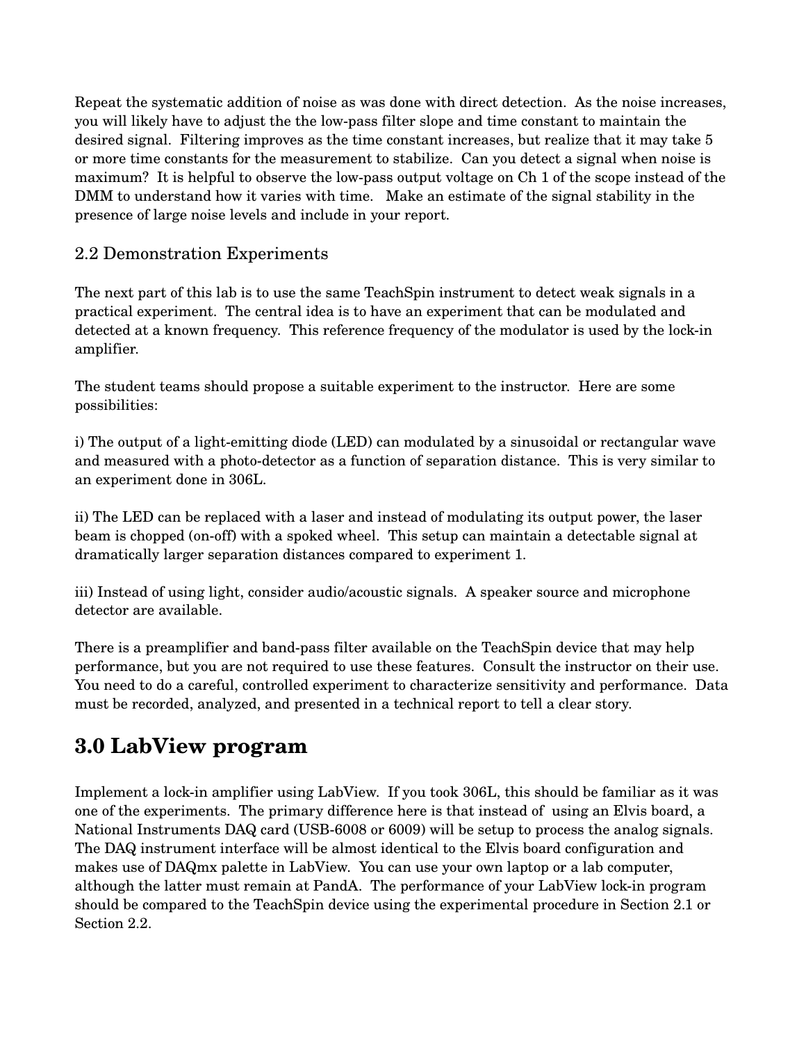Repeat the systematic addition of noise as was done with direct detection. As the noise increases, you will likely have to adjust the the low-pass filter slope and time constant to maintain the desired signal. Filtering improves as the time constant increases, but realize that it may take 5 or more time constants for the measurement to stabilize. Can you detect a signal when noise is maximum? It is helpful to observe the low-pass output voltage on Ch 1 of the scope instead of the DMM to understand how it varies with time. Make an estimate of the signal stability in the presence of large noise levels and include in your report.

## 2.2 Demonstration Experiments

The next part of this lab is to use the same TeachSpin instrument to detect weak signals in a practical experiment. The central idea is to have an experiment that can be modulated and detected at a known frequency. This reference frequency of the modulator is used by the lock-in amplifier.

The student teams should propose a suitable experiment to the instructor. Here are some possibilities:

i) The output of a light-emitting diode (LED) can modulated by a sinusoidal or rectangular wave and measured with a photo-detector as a function of separation distance. This is very similar to an experiment done in 306L.

ii) The LED can be replaced with a laser and instead of modulating its output power, the laser beam is chopped (on-off) with a spoked wheel. This setup can maintain a detectable signal at dramatically larger separation distances compared to experiment 1.

iii) Instead of using light, consider audio/acoustic signals. A speaker source and microphone detector are available.

There is a preamplifier and band-pass filter available on the TeachSpin device that may help performance, but you are not required to use these features. Consult the instructor on their use. You need to do a careful, controlled experiment to characterize sensitivity and performance. Data must be recorded, analyzed, and presented in a technical report to tell a clear story.

# 3.0 LabView program

Implement a lock-in amplifier using LabView. If you took 306L, this should be familiar as it was one of the experiments. The primary difference here is that instead of using an Elvis board, a National Instruments DAQ card (USB-6008 or 6009) will be setup to process the analog signals. The DAQ instrument interface will be almost identical to the Elvis board configuration and makes use of DAQmx palette in LabView. You can use your own laptop or a lab computer, although the latter must remain at PandA. The performance of your LabView lock-in program should be compared to the TeachSpin device using the experimental procedure in Section 2.1 or Section 2.2.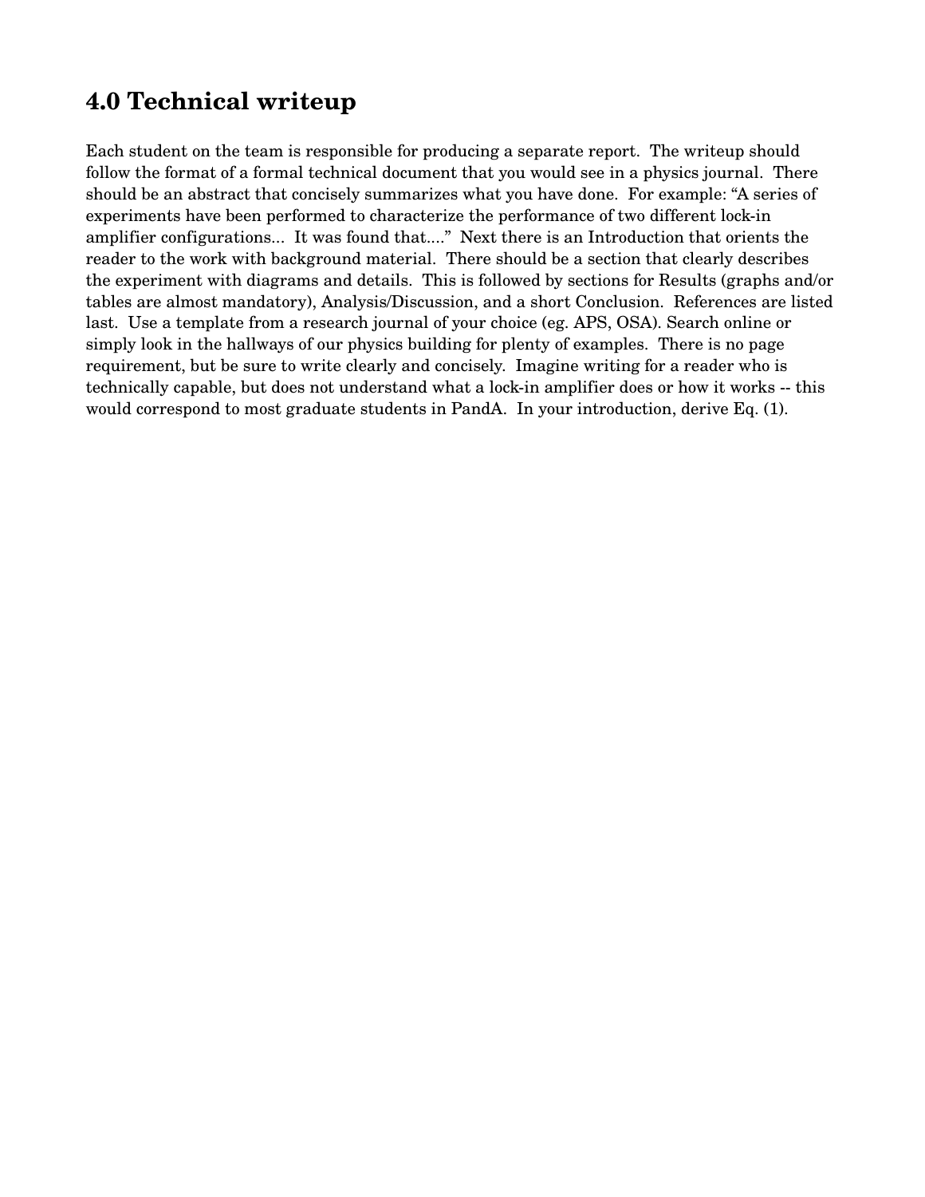## 4.0 Technical writeup

Each student on the team is responsible for producing a separate report. The writeup should follow the format of a formal technical document that you would see in a physics journal. There should be an abstract that concisely summarizes what you have done. For example: "A series of experiments have been performed to characterize the performance of two different lock-in amplifier configurations... It was found that...." Next there is an Introduction that orients the reader to the work with background material. There should be a section that clearly describes the experiment with diagrams and details. This is followed by sections for Results (graphs and/or tables are almost mandatory), Analysis/Discussion, and a short Conclusion. References are listed last. Use a template from a research journal of your choice (eg. APS, OSA). Search online or simply look in the hallways of our physics building for plenty of examples. There is no page requirement, but be sure to write clearly and concisely. Imagine writing for a reader who is technically capable, but does not understand what a lock-in amplifier does or how it works -- this would correspond to most graduate students in PandA. In your introduction, derive Eq. (1).